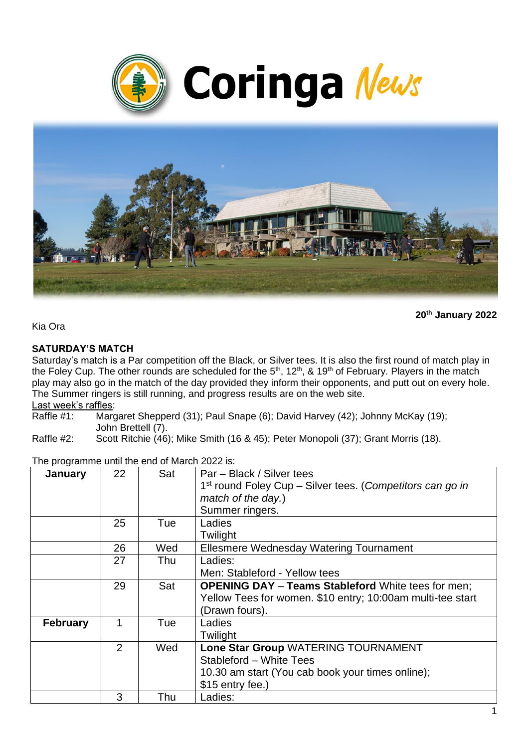# Coringa News

**20th January 2022**

Kia Ora

### SATURDAY'S MATCH

Saturday's match is a Par competition off the Black, or Silver tees. It is also the first round of match play in the Foley Cup. The other rounds are scheduled for the 5th, 12th, & 19th of February. Players in the match play may also go in the match of the day provided they inform their opponents, and putt out on every hole. The Summer ringers is still running, and progress results are on the web site.

<u>Last week's raffles</u>:

Raffle #1: Margaret Shepperd (31); Paul Snape (6); David Harvey (42); Johnny McKay (19); John Brettell (7).

Raffle #2: Scott Ritchie (46); Mike Smith (16 & 45); Peter Monopoli (37); Grant Morris (18).

The programme until the end of March 2022 is:

| | | | |
|---|---|---|---|
| **January** | 22 | Sat | Par – Black / Silver tees<br>1st round Foley Cup – Silver tees. (*Competitors can go in match of the day.*)<br>Summer ringers. |
| | 25 | Tue | Ladies<br>Twilight |
| | 26 | Wed | Ellesmere Wednesday Watering Tournament |
| | 27 | Thu | Ladies:<br>Men: Stableford - Yellow tees |
| | 29 | Sat | **OPENING DAY** – **Teams Stableford** White tees for men; Yellow Tees for women. $10 entry; 10:00am multi-tee start (Drawn fours). |
| **February** | 1 | Tue | Ladies<br>Twilight |
| | 2 | Wed | **Lone Star Group** WATERING TOURNAMENT<br>Stableford – White Tees<br>10.30 am start (You cab book your times online); $15 entry fee.) |
| | 3 | Thu | Ladies: |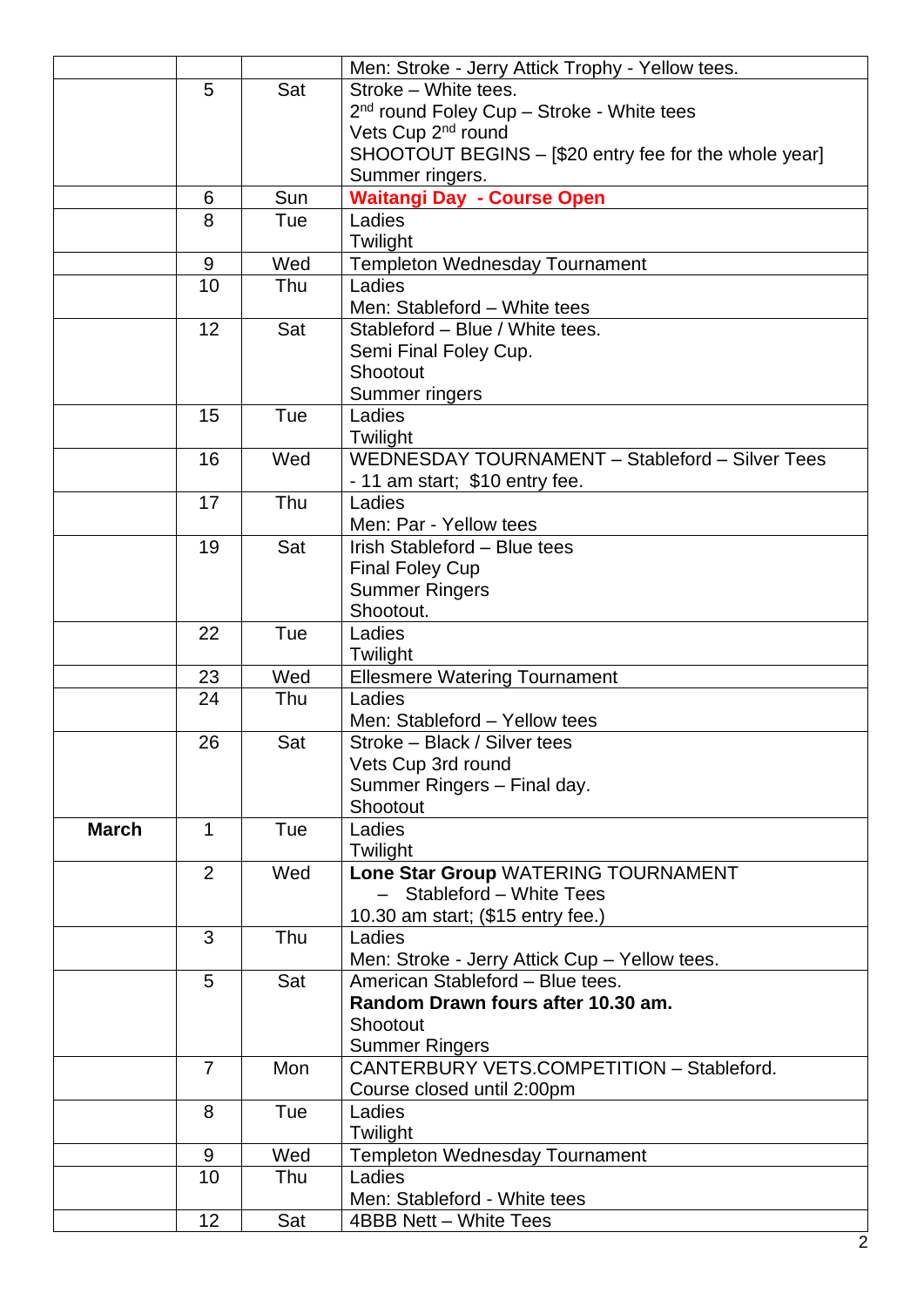| | | | |
|---|---|---|---|
| | | | Men: Stroke - Jerry Attick Trophy - Yellow tees. |
| | 5 | Sat | Stroke – White tees.<br>2nd round Foley Cup – Stroke - White tees<br>Vets Cup 2nd round<br>SHOOTOUT BEGINS – [$20 entry fee for the whole year]<br>Summer ringers. |
| | 6 | Sun | **Waitangi Day - Course Open** |
| | 8 | Tue | Ladies<br>Twilight |
| | 9 | Wed | Templeton Wednesday Tournament |
| | 10 | Thu | Ladies<br>Men: Stableford – White tees |
| | 12 | Sat | Stableford – Blue / White tees.<br>Semi Final Foley Cup.<br>Shootout<br>Summer ringers |
| | 15 | Tue | Ladies<br>Twilight |
| | 16 | Wed | WEDNESDAY TOURNAMENT – Stableford – Silver Tees - 11 am start; $10 entry fee. |
| | 17 | Thu | Ladies<br>Men: Par - Yellow tees |
| | 19 | Sat | Irish Stableford – Blue tees<br>Final Foley Cup<br>Summer Ringers<br>Shootout. |
| | 22 | Tue | Ladies<br>Twilight |
| | 23 | Wed | Ellesmere Watering Tournament |
| | 24 | Thu | Ladies<br>Men: Stableford – Yellow tees |
| | 26 | Sat | Stroke – Black / Silver tees<br>Vets Cup 3rd round<br>Summer Ringers – Final day.<br>Shootout |
| **March** | 1 | Tue | Ladies<br>Twilight |
| | 2 | Wed | **Lone Star Group** WATERING TOURNAMENT<br>– Stableford – White Tees<br>10.30 am start; ($15 entry fee.) |
| | 3 | Thu | Ladies<br>Men: Stroke - Jerry Attick Cup – Yellow tees. |
| | 5 | Sat | American Stableford – Blue tees.<br>**Random Drawn fours after 10.30 am.**<br>Shootout<br>Summer Ringers |
| | 7 | Mon | CANTERBURY VETS.COMPETITION – Stableford.<br>Course closed until 2:00pm |
| | 8 | Tue | Ladies<br>Twilight |
| | 9 | Wed | Templeton Wednesday Tournament |
| | 10 | Thu | Ladies<br>Men: Stableford - White tees |
| | 12 | Sat | 4BBB Nett – White Tees |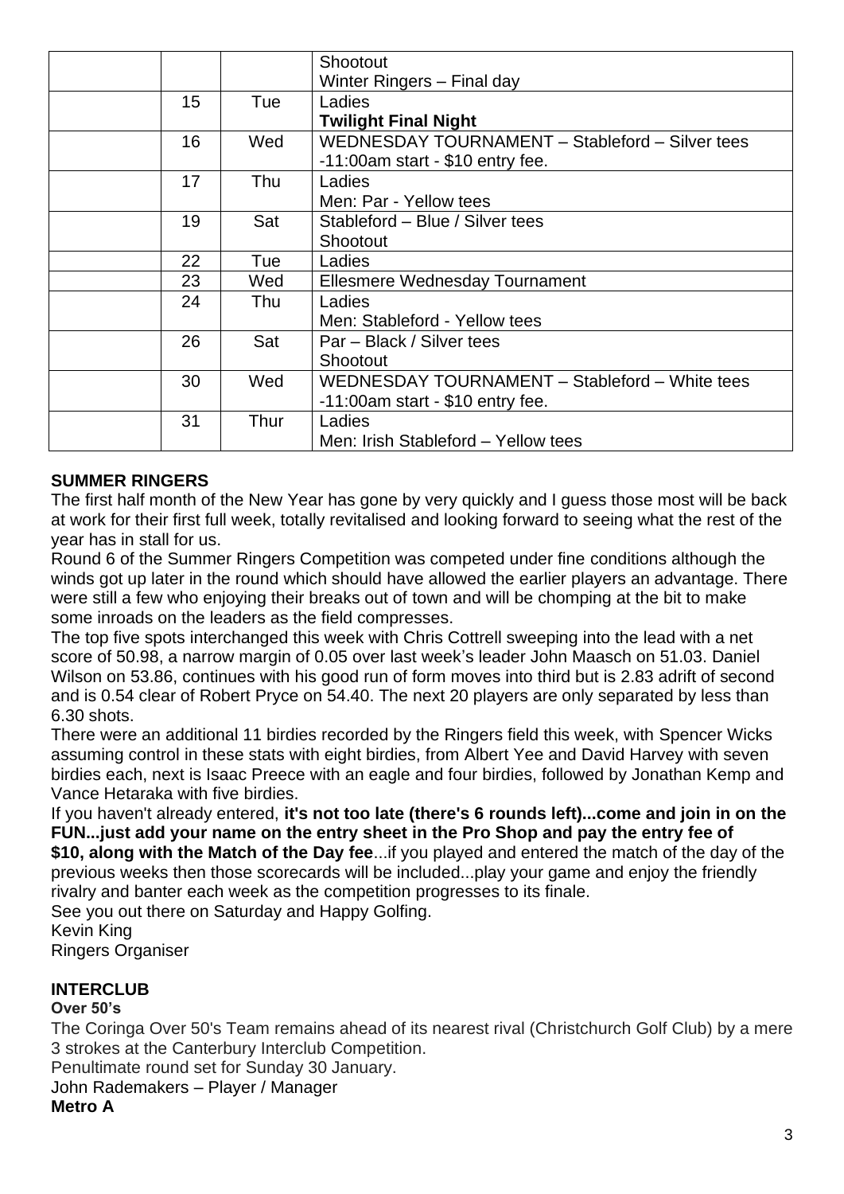| | | | |
|---|---|---|---|
| | | | Shootout<br>Winter Ringers – Final day |
| | 15 | Tue | Ladies<br>**Twilight Final Night** |
| | 16 | Wed | WEDNESDAY TOURNAMENT – Stableford – Silver tees<br>-11:00am start - $10 entry fee. |
| | 17 | Thu | Ladies<br>Men: Par - Yellow tees |
| | 19 | Sat | Stableford – Blue / Silver tees<br>Shootout |
| | 22 | Tue | Ladies |
| | 23 | Wed | Ellesmere Wednesday Tournament |
| | 24 | Thu | Ladies<br>Men: Stableford - Yellow tees |
| | 26 | Sat | Par – Black / Silver tees<br>Shootout |
| | 30 | Wed | WEDNESDAY TOURNAMENT – Stableford – White tees<br>-11:00am start - $10 entry fee. |
| | 31 | Thur | Ladies<br>Men: Irish Stableford – Yellow tees |

## SUMMER RINGERS

The first half month of the New Year has gone by very quickly and I guess those most will be back at work for their first full week, totally revitalised and looking forward to seeing what the rest of the year has in stall for us.

Round 6 of the Summer Ringers Competition was competed under fine conditions although the winds got up later in the round which should have allowed the earlier players an advantage. There were still a few who enjoying their breaks out of town and will be chomping at the bit to make some inroads on the leaders as the field compresses.

The top five spots interchanged this week with Chris Cottrell sweeping into the lead with a net score of 50.98, a narrow margin of 0.05 over last week's leader John Maasch on 51.03. Daniel Wilson on 53.86, continues with his good run of form moves into third but is 2.83 adrift of second and is 0.54 clear of Robert Pryce on 54.40. The next 20 players are only separated by less than 6.30 shots.

There were an additional 11 birdies recorded by the Ringers field this week, with Spencer Wicks assuming control in these stats with eight birdies, from Albert Yee and David Harvey with seven birdies each, next is Isaac Preece with an eagle and four birdies, followed by Jonathan Kemp and Vance Hetaraka with five birdies.

If you haven't already entered, **it's not too late (there's 6 rounds left)...come and join in on the FUN...just add your name on the entry sheet in the Pro Shop and pay the entry fee of $10, along with the Match of the Day fee**...if you played and entered the match of the day of the previous weeks then those scorecards will be included...play your game and enjoy the friendly rivalry and banter each week as the competition progresses to its finale.

See you out there on Saturday and Happy Golfing.

Kevin King
Ringers Organiser

## INTERCLUB

**Over 50's**

The Coringa Over 50's Team remains ahead of its nearest rival (Christchurch Golf Club) by a mere 3 strokes at the Canterbury Interclub Competition.

Penultimate round set for Sunday 30 January.

John Rademakers – Player / Manager

**Metro A**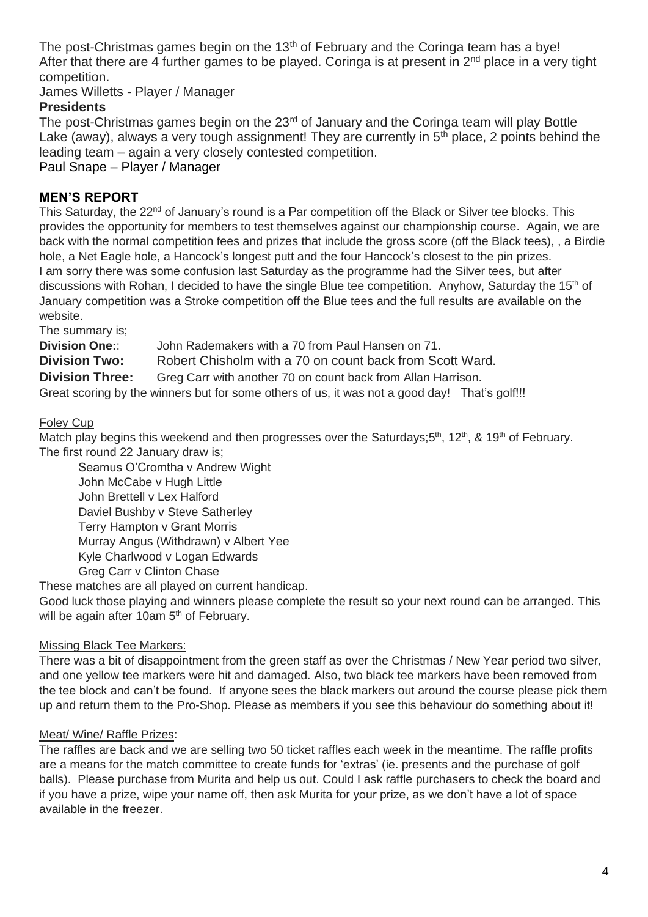The post-Christmas games begin on the 13th of February and the Coringa team has a bye! After that there are 4 further games to be played. Coringa is at present in 2nd place in a very tight competition.

James Willetts - Player / Manager

**Presidents**

The post-Christmas games begin on the 23rd of January and the Coringa team will play Bottle Lake (away), always a very tough assignment! They are currently in 5th place, 2 points behind the leading team – again a very closely contested competition.

Paul Snape – Player / Manager

## MEN'S REPORT

This Saturday, the 22nd of January's round is a Par competition off the Black or Silver tee blocks. This provides the opportunity for members to test themselves against our championship course. Again, we are back with the normal competition fees and prizes that include the gross score (off the Black tees), , a Birdie hole, a Net Eagle hole, a Hancock's longest putt and the four Hancock's closest to the pin prizes.

I am sorry there was some confusion last Saturday as the programme had the Silver tees, but after discussions with Rohan, I decided to have the single Blue tee competition. Anyhow, Saturday the 15th of January competition was a Stroke competition off the Blue tees and the full results are available on the website.

The summary is;

**Division One:**: John Rademakers with a 70 from Paul Hansen on 71.

**Division Two:** Robert Chisholm with a 70 on count back from Scott Ward.

**Division Three:** Greg Carr with another 70 on count back from Allan Harrison.

Great scoring by the winners but for some others of us, it was not a good day! That's golf!!!

### Foley Cup

Match play begins this weekend and then progresses over the Saturdays;5th, 12th, & 19th of February. The first round 22 January draw is;

Seamus O'Cromtha v Andrew Wight
John McCabe v Hugh Little
John Brettell v Lex Halford
Daviel Bushby v Steve Satherley
Terry Hampton v Grant Morris
Murray Angus (Withdrawn) v Albert Yee
Kyle Charlwood v Logan Edwards
Greg Carr v Clinton Chase

These matches are all played on current handicap.

Good luck those playing and winners please complete the result so your next round can be arranged. This will be again after 10am 5th of February.

### Missing Black Tee Markers:

There was a bit of disappointment from the green staff as over the Christmas / New Year period two silver, and one yellow tee markers were hit and damaged. Also, two black tee markers have been removed from the tee block and can't be found. If anyone sees the black markers out around the course please pick them up and return them to the Pro-Shop. Please as members if you see this behaviour do something about it!

### Meat/ Wine/ Raffle Prizes:

The raffles are back and we are selling two 50 ticket raffles each week in the meantime. The raffle profits are a means for the match committee to create funds for 'extras' (ie. presents and the purchase of golf balls). Please purchase from Murita and help us out. Could I ask raffle purchasers to check the board and if you have a prize, wipe your name off, then ask Murita for your prize, as we don't have a lot of space available in the freezer.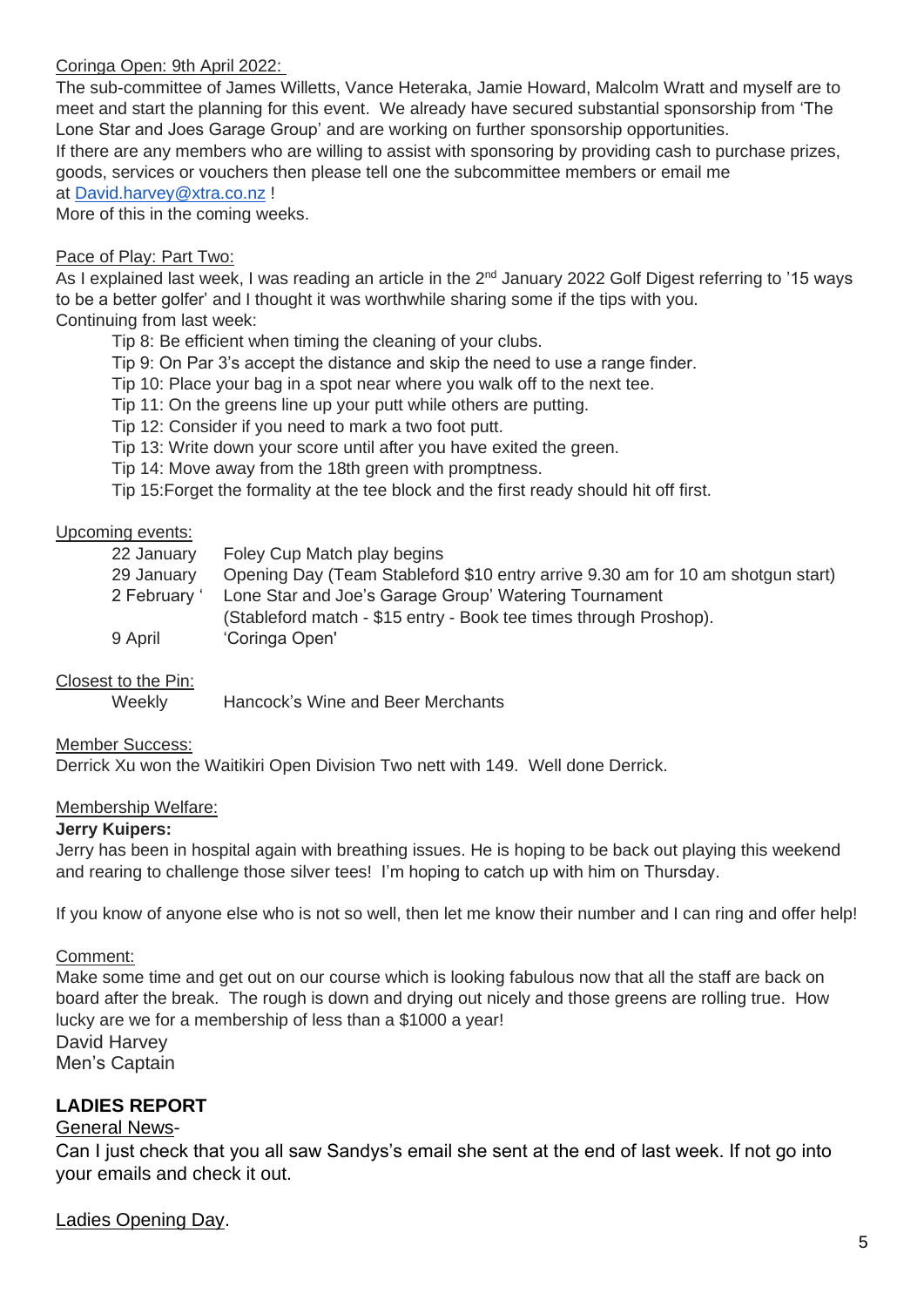Coringa Open: 9th April 2022:

The sub-committee of James Willetts, Vance Heteraka, Jamie Howard, Malcolm Wratt and myself are to meet and start the planning for this event. We already have secured substantial sponsorship from 'The Lone Star and Joes Garage Group' and are working on further sponsorship opportunities.

If there are any members who are willing to assist with sponsoring by providing cash to purchase prizes, goods, services or vouchers then please tell one the subcommittee members or email me at David.harvey@xtra.co.nz !

More of this in the coming weeks.

Pace of Play: Part Two:

As I explained last week, I was reading an article in the 2nd January 2022 Golf Digest referring to '15 ways to be a better golfer' and I thought it was worthwhile sharing some if the tips with you.

Continuing from last week:

- Tip 8: Be efficient when timing the cleaning of your clubs.
- Tip 9: On Par 3's accept the distance and skip the need to use a range finder.
- Tip 10: Place your bag in a spot near where you walk off to the next tee.
- Tip 11: On the greens line up your putt while others are putting.
- Tip 12: Consider if you need to mark a two foot putt.
- Tip 13: Write down your score until after you have exited the green.
- Tip 14: Move away from the 18th green with promptness.
- Tip 15:Forget the formality at the tee block and the first ready should hit off first.

Upcoming events:

| | |
|---|---|
| 22 January | Foley Cup Match play begins |
| 29 January | Opening Day (Team Stableford $10 entry arrive 9.30 am for 10 am shotgun start) |
| 2 February ' | Lone Star and Joe's Garage Group' Watering Tournament (Stableford match - $15 entry - Book tee times through Proshop). |
| 9 April | 'Coringa Open' |

Closest to the Pin:

| | |
|---|---|
| Weekly | Hancock's Wine and Beer Merchants |

Member Success:

Derrick Xu won the Waitikiri Open Division Two nett with 149. Well done Derrick.

Membership Welfare:

**Jerry Kuipers:**

Jerry has been in hospital again with breathing issues. He is hoping to be back out playing this weekend and rearing to challenge those silver tees! I'm hoping to catch up with him on Thursday.

If you know of anyone else who is not so well, then let me know their number and I can ring and offer help!

Comment:

Make some time and get out on our course which is looking fabulous now that all the staff are back on board after the break. The rough is down and drying out nicely and those greens are rolling true. How lucky are we for a membership of less than a $1000 a year!

David Harvey
Men's Captain

## LADIES REPORT

General News-

Can I just check that you all saw Sandys's email she sent at the end of last week. If not go into your emails and check it out.

Ladies Opening Day.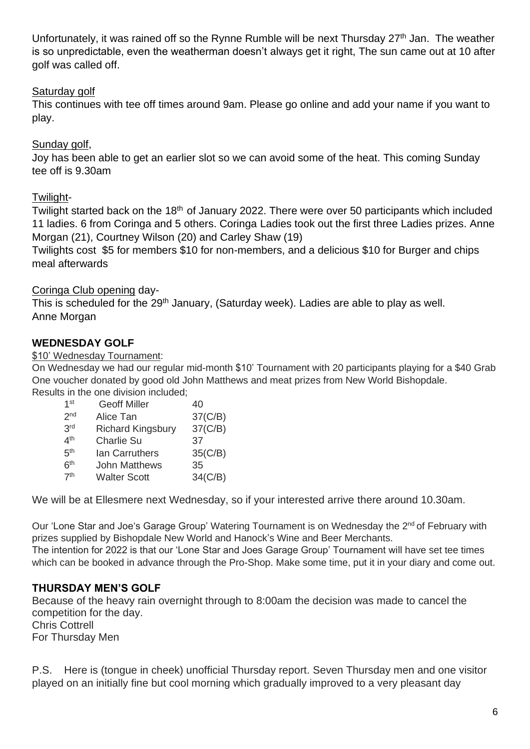Unfortunately, it was rained off so the Rynne Rumble will be next Thursday 27th Jan. The weather is so unpredictable, even the weatherman doesn't always get it right, The sun came out at 10 after golf was called off.

Saturday golf

This continues with tee off times around 9am. Please go online and add your name if you want to play.

Sunday golf,

Joy has been able to get an earlier slot so we can avoid some of the heat. This coming Sunday tee off is 9.30am

Twilight-

Twilight started back on the 18th of January 2022. There were over 50 participants which included 11 ladies. 6 from Coringa and 5 others. Coringa Ladies took out the first three Ladies prizes. Anne Morgan (21), Courtney Wilson (20) and Carley Shaw (19)

Twilights cost $5 for members $10 for non-members, and a delicious $10 for Burger and chips meal afterwards

Coringa Club opening day-

This is scheduled for the 29th January, (Saturday week). Ladies are able to play as well.
Anne Morgan

## WEDNESDAY GOLF

$10' Wednesday Tournament:

On Wednesday we had our regular mid-month $10' Tournament with 20 participants playing for a $40 Grab One voucher donated by good old John Matthews and meat prizes from New World Bishopdale.
Results in the one division included;

| | | |
|---|---|---|
| 1st | Geoff Miller | 40 |
| 2nd | Alice Tan | 37(C/B) |
| 3rd | Richard Kingsbury | 37(C/B) |
| 4th | Charlie Su | 37 |
| 5th | Ian Carruthers | 35(C/B) |
| 6th | John Matthews | 35 |
| 7th | Walter Scott | 34(C/B) |

We will be at Ellesmere next Wednesday, so if your interested arrive there around 10.30am.

Our 'Lone Star and Joe's Garage Group' Watering Tournament is on Wednesday the 2nd of February with prizes supplied by Bishopdale New World and Hanock's Wine and Beer Merchants.
The intention for 2022 is that our 'Lone Star and Joes Garage Group' Tournament will have set tee times which can be booked in advance through the Pro-Shop. Make some time, put it in your diary and come out.

## THURSDAY MEN'S GOLF

Because of the heavy rain overnight through to 8:00am the decision was made to cancel the competition for the day.
Chris Cottrell
For Thursday Men

P.S. Here is (tongue in cheek) unofficial Thursday report. Seven Thursday men and one visitor played on an initially fine but cool morning which gradually improved to a very pleasant day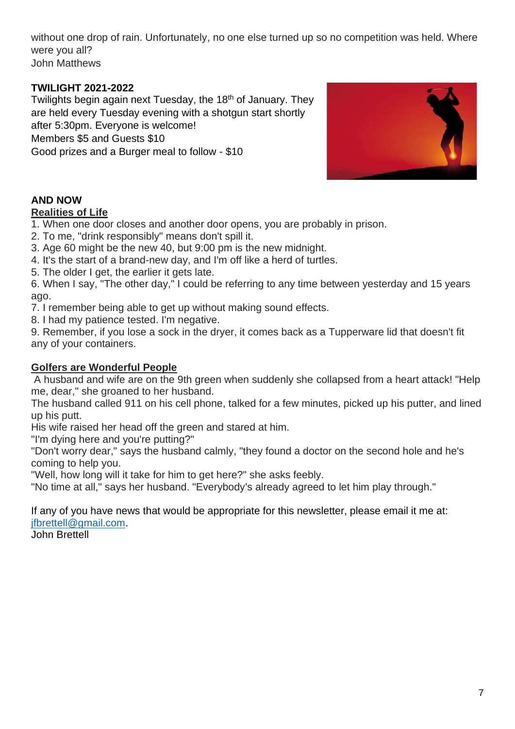without one drop of rain. Unfortunately, no one else turned up so no competition was held. Where were you all?
John Matthews

**TWILIGHT 2021-2022**

Twilights begin again next Tuesday, the 18th of January. They are held every Tuesday evening with a shotgun start shortly after 5:30pm. Everyone is welcome!
Members $5 and Guests $10
Good prizes and a Burger meal to follow - $10

**AND NOW**

**Realities of Life**

1. When one door closes and another door opens, you are probably in prison.
2. To me, "drink responsibly" means don't spill it.
3. Age 60 might be the new 40, but 9:00 pm is the new midnight.
4. It's the start of a brand-new day, and I'm off like a herd of turtles.
5. The older I get, the earlier it gets late.
6. When I say, "The other day," I could be referring to any time between yesterday and 15 years ago.
7. I remember being able to get up without making sound effects.
8. I had my patience tested. I'm negative.
9. Remember, if you lose a sock in the dryer, it comes back as a Tupperware lid that doesn't fit any of your containers.

**Golfers are Wonderful People**

A husband and wife are on the 9th green when suddenly she collapsed from a heart attack! "Help me, dear," she groaned to her husband.
The husband called 911 on his cell phone, talked for a few minutes, picked up his putter, and lined up his putt.
His wife raised her head off the green and stared at him.
"I'm dying here and you're putting?"
"Don't worry dear," says the husband calmly, "they found a doctor on the second hole and he's coming to help you.
"Well, how long will it take for him to get here?" she asks feebly.
"No time at all," says her husband. "Everybody's already agreed to let him play through."

If any of you have news that would be appropriate for this newsletter, please email it me at: jfbrettell@gmail.com.
John Brettell